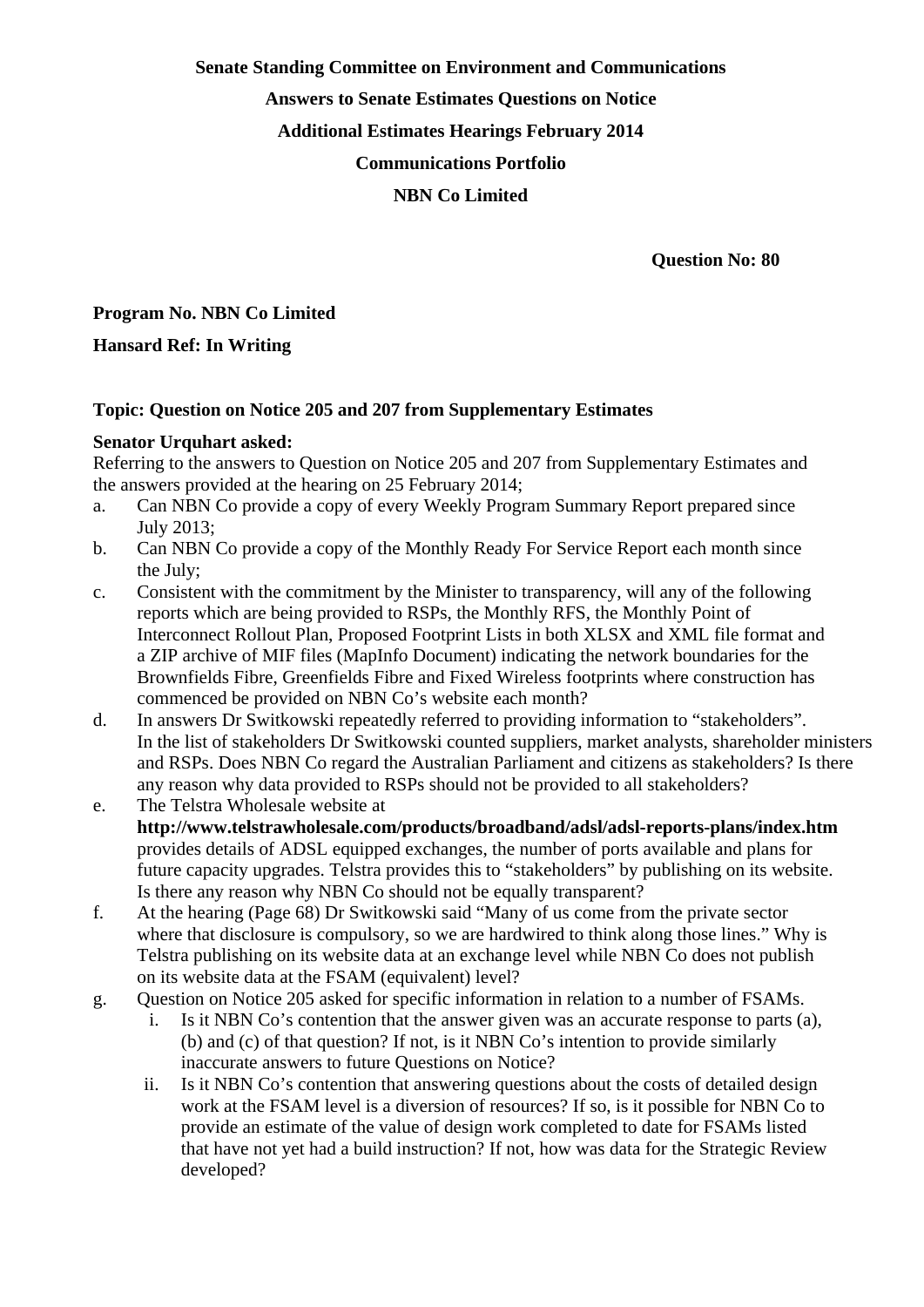**Senate Standing Committee on Environment and Communications**

**Answers to Senate Estimates Questions on Notice**

**Additional Estimates Hearings February 2014**

**Communications Portfolio**

**NBN Co Limited**

**Question No: 80**

**Program No. NBN Co Limited**

**Hansard Ref: In Writing**

**Topic: Question on Notice 205 and 207 from Supplementary Estimates**

**Senator Urquhart asked:**

Referring to the answers to Question on Notice 205 and 207 from Supplementary Estimates and the answers provided at the hearing on 25 February 2014;

a. Can NBN Co provide a copy of every Weekly Program Summary Report prepared since July 2013;

b. Can NBN Co provide a copy of the Monthly Ready For Service Report each month since the July;

c. Consistent with the commitment by the Minister to transparency, will any of the following reports which are being provided to RSPs, the Monthly RFS, the Monthly Point of Interconnect Rollout Plan, Proposed Footprint Lists in both XLSX and XML file format and a ZIP archive of MIF files (MapInfo Document) indicating the network boundaries for the Brownfields Fibre, Greenfields Fibre and Fixed Wireless footprints where construction has commenced be provided on NBN Co's website each month?

d. In answers Dr Switkowski repeatedly referred to providing information to "stakeholders". In the list of stakeholders Dr Switkowski counted suppliers, market analysts, shareholder ministers and RSPs. Does NBN Co regard the Australian Parliament and citizens as stakeholders? Is there any reason why data provided to RSPs should not be provided to all stakeholders?

e. The Telstra Wholesale website at **http://www.telstrawholesale.com/products/broadband/adsl/adsl-reports-plans/index.htm** provides details of ADSL equipped exchanges, the number of ports available and plans for future capacity upgrades. Telstra provides this to "stakeholders" by publishing on its website. Is there any reason why NBN Co should not be equally transparent?

f. At the hearing (Page 68) Dr Switkowski said "Many of us come from the private sector where that disclosure is compulsory, so we are hardwired to think along those lines." Why is Telstra publishing on its website data at an exchange level while NBN Co does not publish on its website data at the FSAM (equivalent) level?

g. Question on Notice 205 asked for specific information in relation to a number of FSAMs.

   i. Is it NBN Co's contention that the answer given was an accurate response to parts (a), (b) and (c) of that question? If not, is it NBN Co's intention to provide similarly inaccurate answers to future Questions on Notice?

   ii. Is it NBN Co's contention that answering questions about the costs of detailed design work at the FSAM level is a diversion of resources? If so, is it possible for NBN Co to provide an estimate of the value of design work completed to date for FSAMs listed that have not yet had a build instruction? If not, how was data for the Strategic Review developed?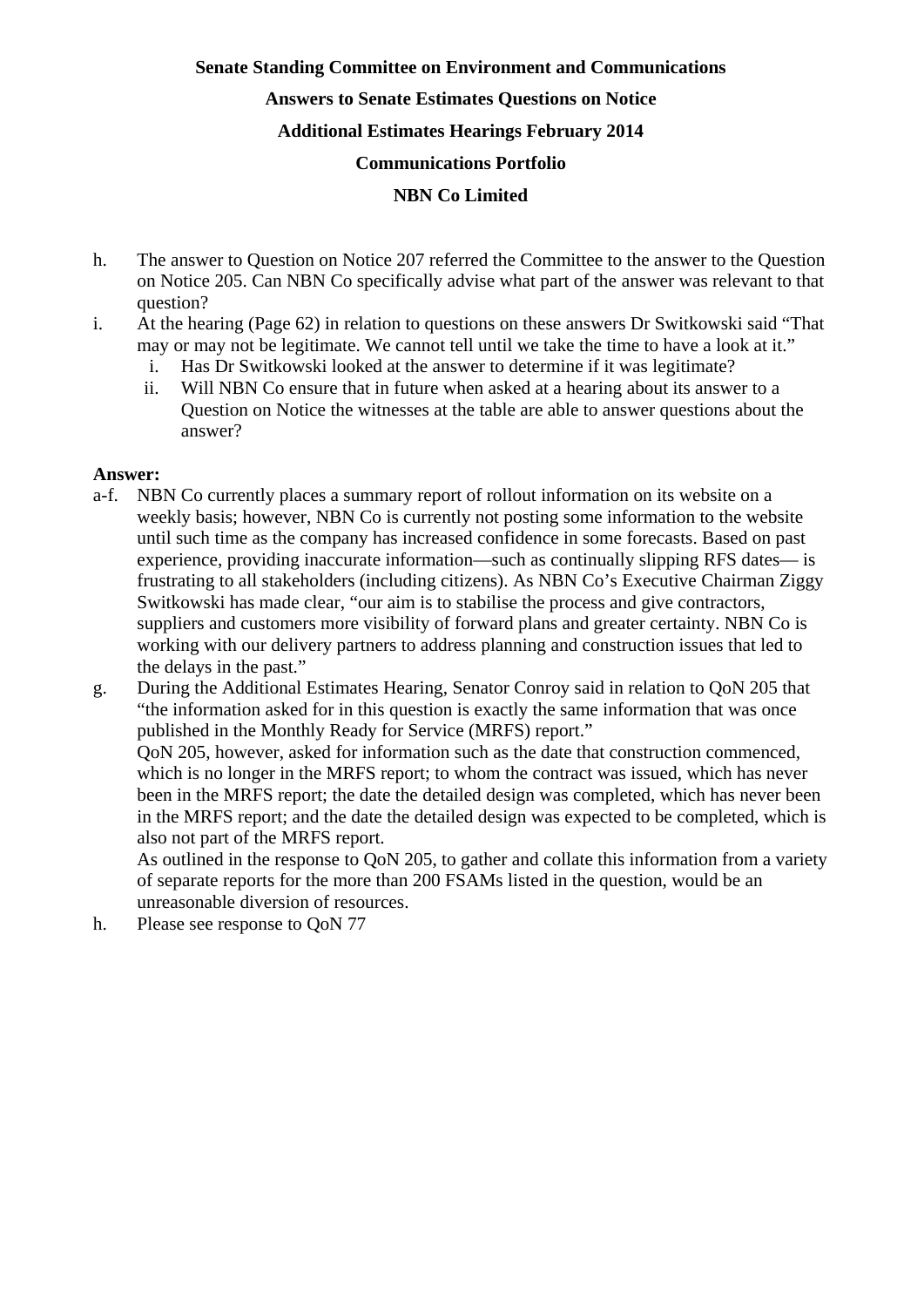**Senate Standing Committee on Environment and Communications**

**Answers to Senate Estimates Questions on Notice**

**Additional Estimates Hearings February 2014**

**Communications Portfolio**

**NBN Co Limited**

h. The answer to Question on Notice 207 referred the Committee to the answer to the Question on Notice 205. Can NBN Co specifically advise what part of the answer was relevant to that question?

i. At the hearing (Page 62) in relation to questions on these answers Dr Switkowski said "That may or may not be legitimate. We cannot tell until we take the time to have a look at it."
   i. Has Dr Switkowski looked at the answer to determine if it was legitimate?
   ii. Will NBN Co ensure that in future when asked at a hearing about its answer to a Question on Notice the witnesses at the table are able to answer questions about the answer?

**Answer:**

a-f. NBN Co currently places a summary report of rollout information on its website on a weekly basis; however, NBN Co is currently not posting some information to the website until such time as the company has increased confidence in some forecasts. Based on past experience, providing inaccurate information—such as continually slipping RFS dates— is frustrating to all stakeholders (including citizens). As NBN Co's Executive Chairman Ziggy Switkowski has made clear, "our aim is to stabilise the process and give contractors, suppliers and customers more visibility of forward plans and greater certainty. NBN Co is working with our delivery partners to address planning and construction issues that led to the delays in the past."

g. During the Additional Estimates Hearing, Senator Conroy said in relation to QoN 205 that "the information asked for in this question is exactly the same information that was once published in the Monthly Ready for Service (MRFS) report."
QoN 205, however, asked for information such as the date that construction commenced, which is no longer in the MRFS report; to whom the contract was issued, which has never been in the MRFS report; the date the detailed design was completed, which has never been in the MRFS report; and the date the detailed design was expected to be completed, which is also not part of the MRFS report.
As outlined in the response to QoN 205, to gather and collate this information from a variety of separate reports for the more than 200 FSAMs listed in the question, would be an unreasonable diversion of resources.

h. Please see response to QoN 77